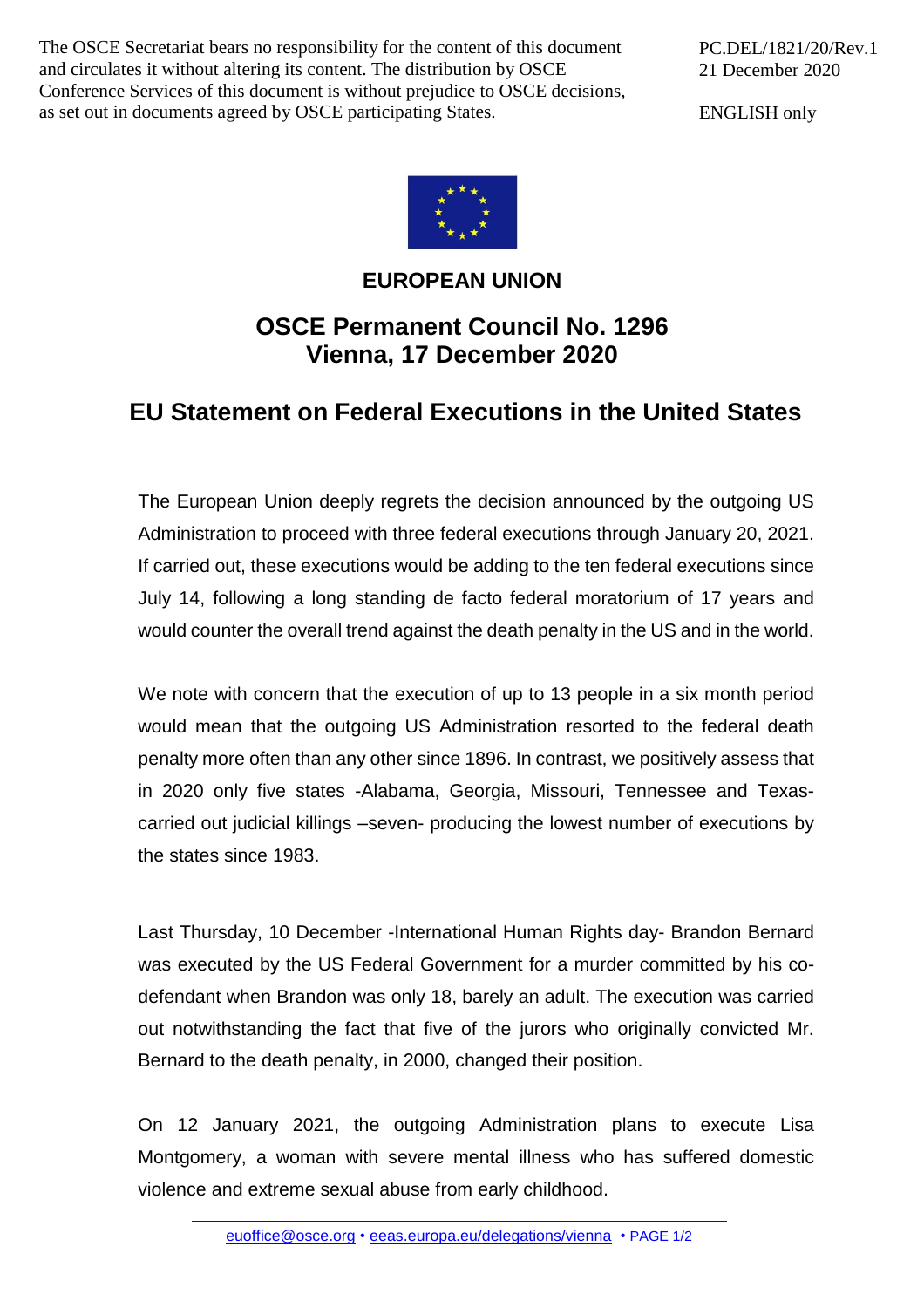The OSCE Secretariat bears no responsibility for the content of this document and circulates it without altering its content. The distribution by OSCE Conference Services of this document is without prejudice to OSCE decisions, as set out in documents agreed by OSCE participating States.

PC.DEL/1821/20/Rev.1
21 December 2020

ENGLISH only

**EUROPEAN UNION**

## OSCE Permanent Council No. 1296
## Vienna, 17 December 2020

# EU Statement on Federal Executions in the United States

The European Union deeply regrets the decision announced by the outgoing US Administration to proceed with three federal executions through January 20, 2021. If carried out, these executions would be adding to the ten federal executions since July 14, following a long standing de facto federal moratorium of 17 years and would counter the overall trend against the death penalty in the US and in the world.

We note with concern that the execution of up to 13 people in a six month period would mean that the outgoing US Administration resorted to the federal death penalty more often than any other since 1896. In contrast, we positively assess that in 2020 only five states -Alabama, Georgia, Missouri, Tennessee and Texas- carried out judicial killings –seven- producing the lowest number of executions by the states since 1983.

Last Thursday, 10 December -International Human Rights day- Brandon Bernard was executed by the US Federal Government for a murder committed by his co-defendant when Brandon was only 18, barely an adult. The execution was carried out notwithstanding the fact that five of the jurors who originally convicted Mr. Bernard to the death penalty, in 2000, changed their position.

On 12 January 2021, the outgoing Administration plans to execute Lisa Montgomery, a woman with severe mental illness who has suffered domestic violence and extreme sexual abuse from early childhood.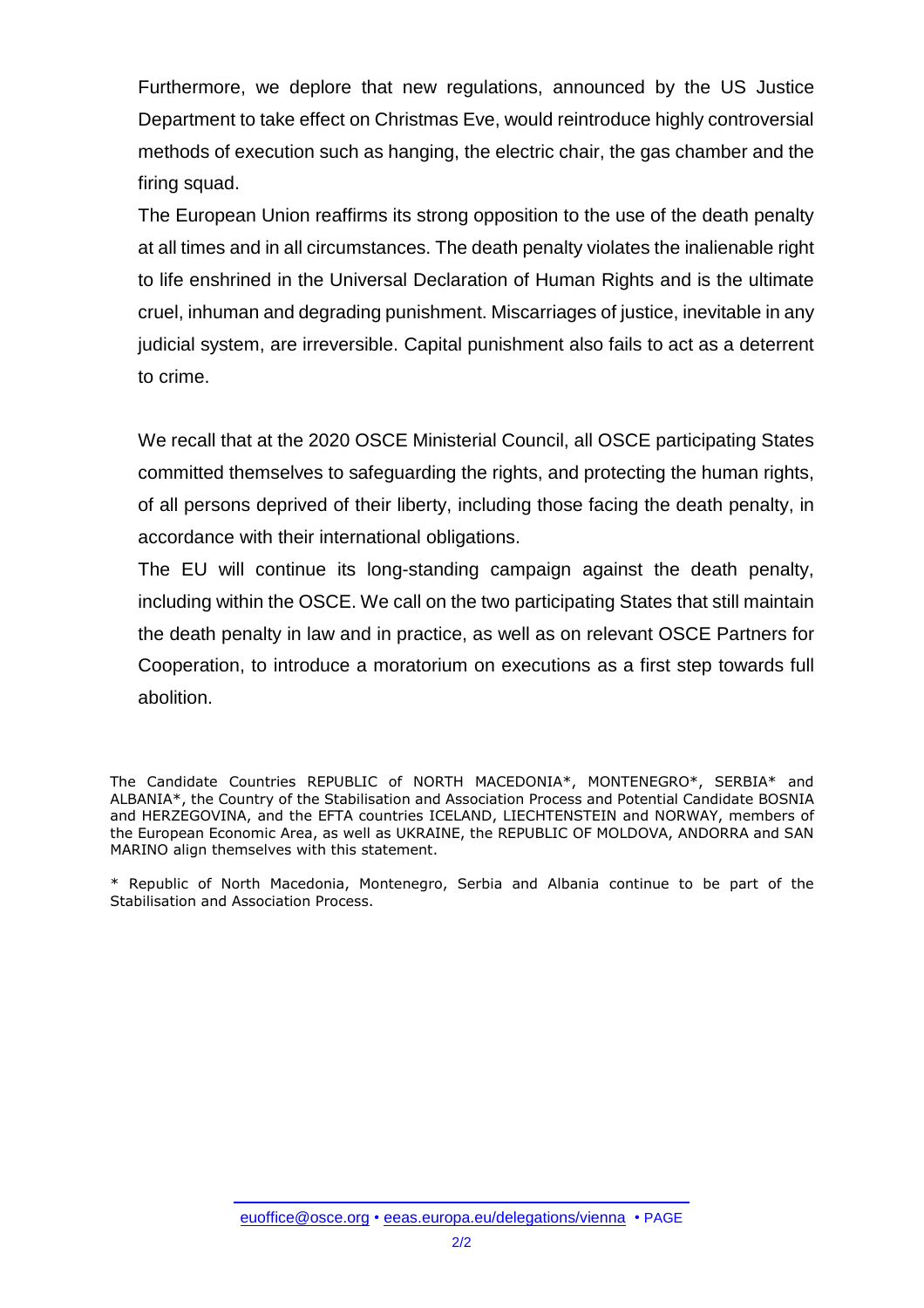Furthermore, we deplore that new regulations, announced by the US Justice Department to take effect on Christmas Eve, would reintroduce highly controversial methods of execution such as hanging, the electric chair, the gas chamber and the firing squad.

The European Union reaffirms its strong opposition to the use of the death penalty at all times and in all circumstances. The death penalty violates the inalienable right to life enshrined in the Universal Declaration of Human Rights and is the ultimate cruel, inhuman and degrading punishment. Miscarriages of justice, inevitable in any judicial system, are irreversible. Capital punishment also fails to act as a deterrent to crime.

We recall that at the 2020 OSCE Ministerial Council, all OSCE participating States committed themselves to safeguarding the rights, and protecting the human rights, of all persons deprived of their liberty, including those facing the death penalty, in accordance with their international obligations.

The EU will continue its long-standing campaign against the death penalty, including within the OSCE. We call on the two participating States that still maintain the death penalty in law and in practice, as well as on relevant OSCE Partners for Cooperation, to introduce a moratorium on executions as a first step towards full abolition.

The Candidate Countries REPUBLIC of NORTH MACEDONIA*, MONTENEGRO*, SERBIA* and ALBANIA*, the Country of the Stabilisation and Association Process and Potential Candidate BOSNIA and HERZEGOVINA, and the EFTA countries ICELAND, LIECHTENSTEIN and NORWAY, members of the European Economic Area, as well as UKRAINE, the REPUBLIC OF MOLDOVA, ANDORRA and SAN MARINO align themselves with this statement.

* Republic of North Macedonia, Montenegro, Serbia and Albania continue to be part of the Stabilisation and Association Process.

euoffice@osce.org • eeas.europa.eu/delegations/vienna